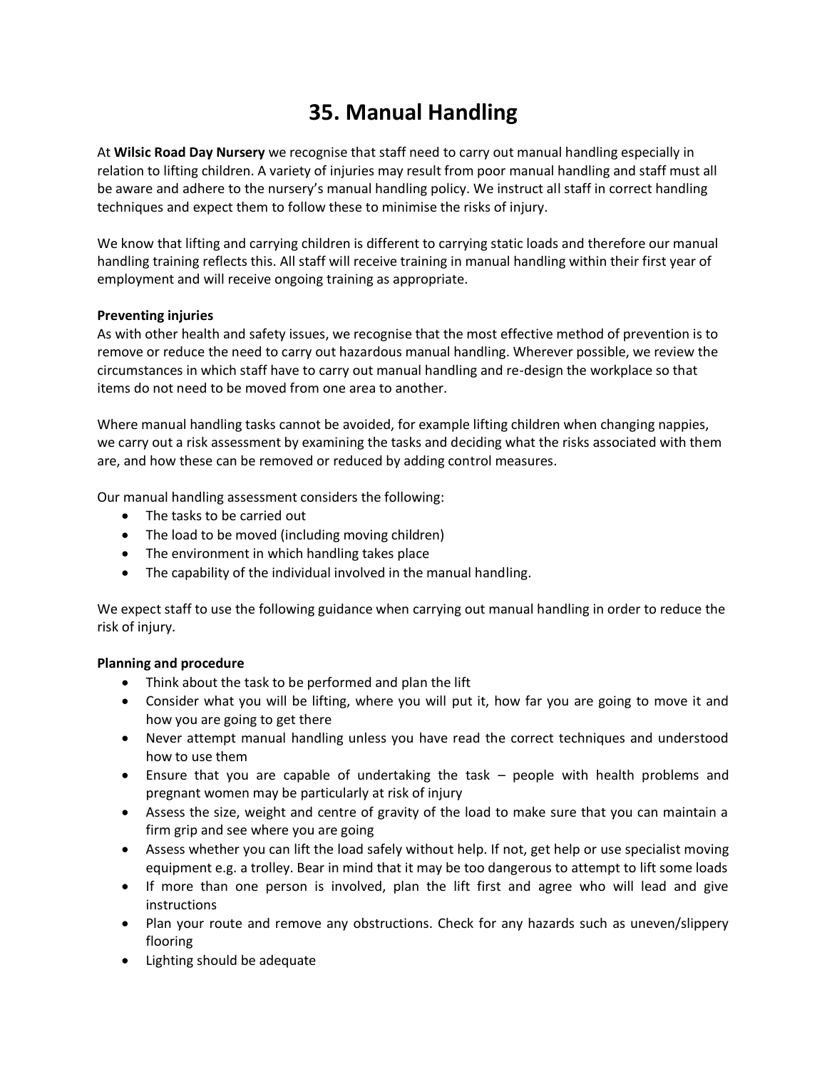# 35. Manual Handling

At **Wilsic Road Day Nursery** we recognise that staff need to carry out manual handling especially in relation to lifting children. A variety of injuries may result from poor manual handling and staff must all be aware and adhere to the nursery's manual handling policy. We instruct all staff in correct handling techniques and expect them to follow these to minimise the risks of injury.

We know that lifting and carrying children is different to carrying static loads and therefore our manual handling training reflects this. All staff will receive training in manual handling within their first year of employment and will receive ongoing training as appropriate.

**Preventing injuries**

As with other health and safety issues, we recognise that the most effective method of prevention is to remove or reduce the need to carry out hazardous manual handling. Wherever possible, we review the circumstances in which staff have to carry out manual handling and re-design the workplace so that items do not need to be moved from one area to another.

Where manual handling tasks cannot be avoided, for example lifting children when changing nappies, we carry out a risk assessment by examining the tasks and deciding what the risks associated with them are, and how these can be removed or reduced by adding control measures.

Our manual handling assessment considers the following:

- The tasks to be carried out
- The load to be moved (including moving children)
- The environment in which handling takes place
- The capability of the individual involved in the manual handling.

We expect staff to use the following guidance when carrying out manual handling in order to reduce the risk of injury.

**Planning and procedure**

- Think about the task to be performed and plan the lift
- Consider what you will be lifting, where you will put it, how far you are going to move it and how you are going to get there
- Never attempt manual handling unless you have read the correct techniques and understood how to use them
- Ensure that you are capable of undertaking the task – people with health problems and pregnant women may be particularly at risk of injury
- Assess the size, weight and centre of gravity of the load to make sure that you can maintain a firm grip and see where you are going
- Assess whether you can lift the load safely without help. If not, get help or use specialist moving equipment e.g. a trolley. Bear in mind that it may be too dangerous to attempt to lift some loads
- If more than one person is involved, plan the lift first and agree who will lead and give instructions
- Plan your route and remove any obstructions. Check for any hazards such as uneven/slippery flooring
- Lighting should be adequate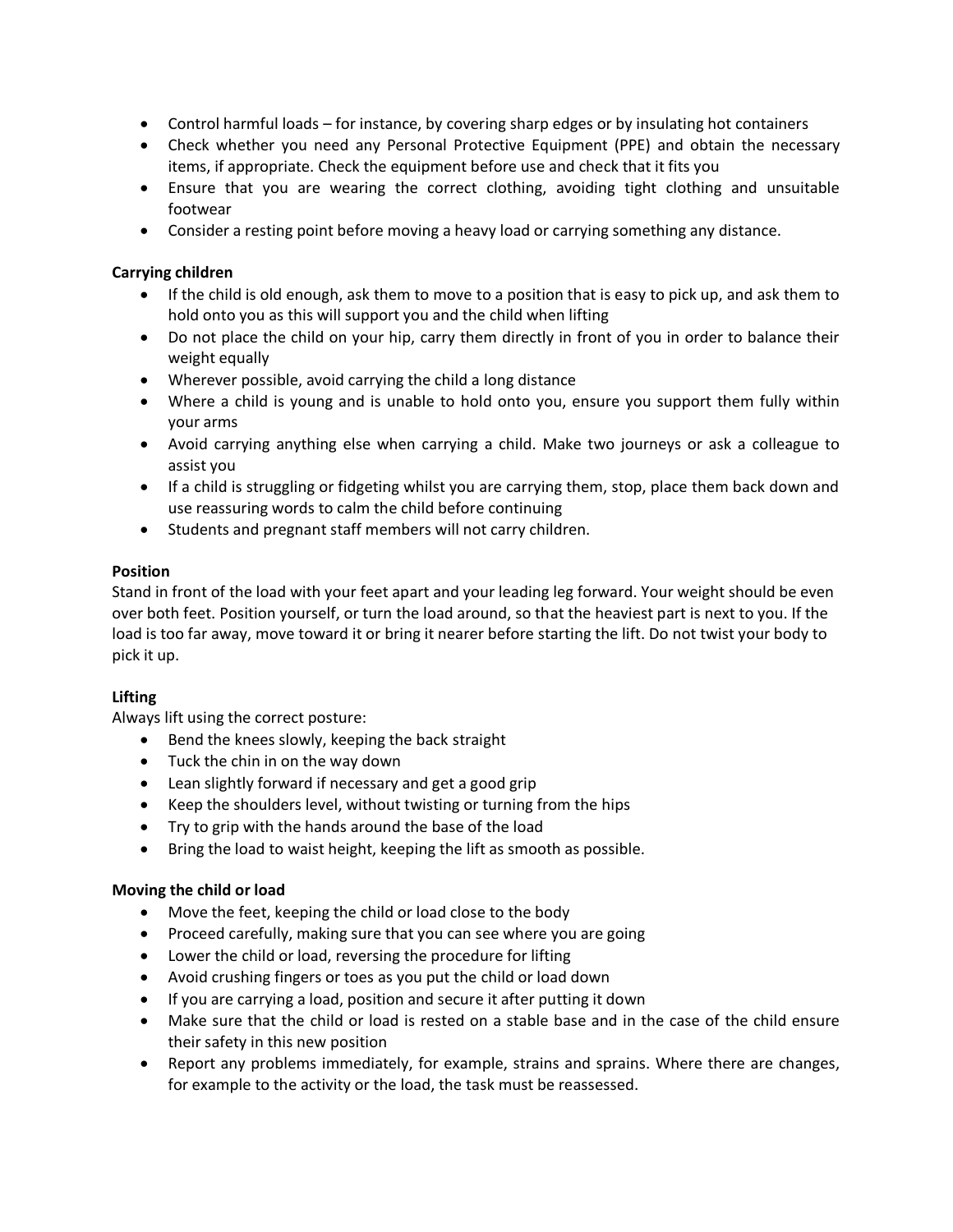- Control harmful loads – for instance, by covering sharp edges or by insulating hot containers
- Check whether you need any Personal Protective Equipment (PPE) and obtain the necessary items, if appropriate. Check the equipment before use and check that it fits you
- Ensure that you are wearing the correct clothing, avoiding tight clothing and unsuitable footwear
- Consider a resting point before moving a heavy load or carrying something any distance.

**Carrying children**

- If the child is old enough, ask them to move to a position that is easy to pick up, and ask them to hold onto you as this will support you and the child when lifting
- Do not place the child on your hip, carry them directly in front of you in order to balance their weight equally
- Wherever possible, avoid carrying the child a long distance
- Where a child is young and is unable to hold onto you, ensure you support them fully within your arms
- Avoid carrying anything else when carrying a child. Make two journeys or ask a colleague to assist you
- If a child is struggling or fidgeting whilst you are carrying them, stop, place them back down and use reassuring words to calm the child before continuing
- Students and pregnant staff members will not carry children.

**Position**

Stand in front of the load with your feet apart and your leading leg forward. Your weight should be even over both feet. Position yourself, or turn the load around, so that the heaviest part is next to you. If the load is too far away, move toward it or bring it nearer before starting the lift. Do not twist your body to pick it up.

**Lifting**

Always lift using the correct posture:

- Bend the knees slowly, keeping the back straight
- Tuck the chin in on the way down
- Lean slightly forward if necessary and get a good grip
- Keep the shoulders level, without twisting or turning from the hips
- Try to grip with the hands around the base of the load
- Bring the load to waist height, keeping the lift as smooth as possible.

**Moving the child or load**

- Move the feet, keeping the child or load close to the body
- Proceed carefully, making sure that you can see where you are going
- Lower the child or load, reversing the procedure for lifting
- Avoid crushing fingers or toes as you put the child or load down
- If you are carrying a load, position and secure it after putting it down
- Make sure that the child or load is rested on a stable base and in the case of the child ensure their safety in this new position
- Report any problems immediately, for example, strains and sprains. Where there are changes, for example to the activity or the load, the task must be reassessed.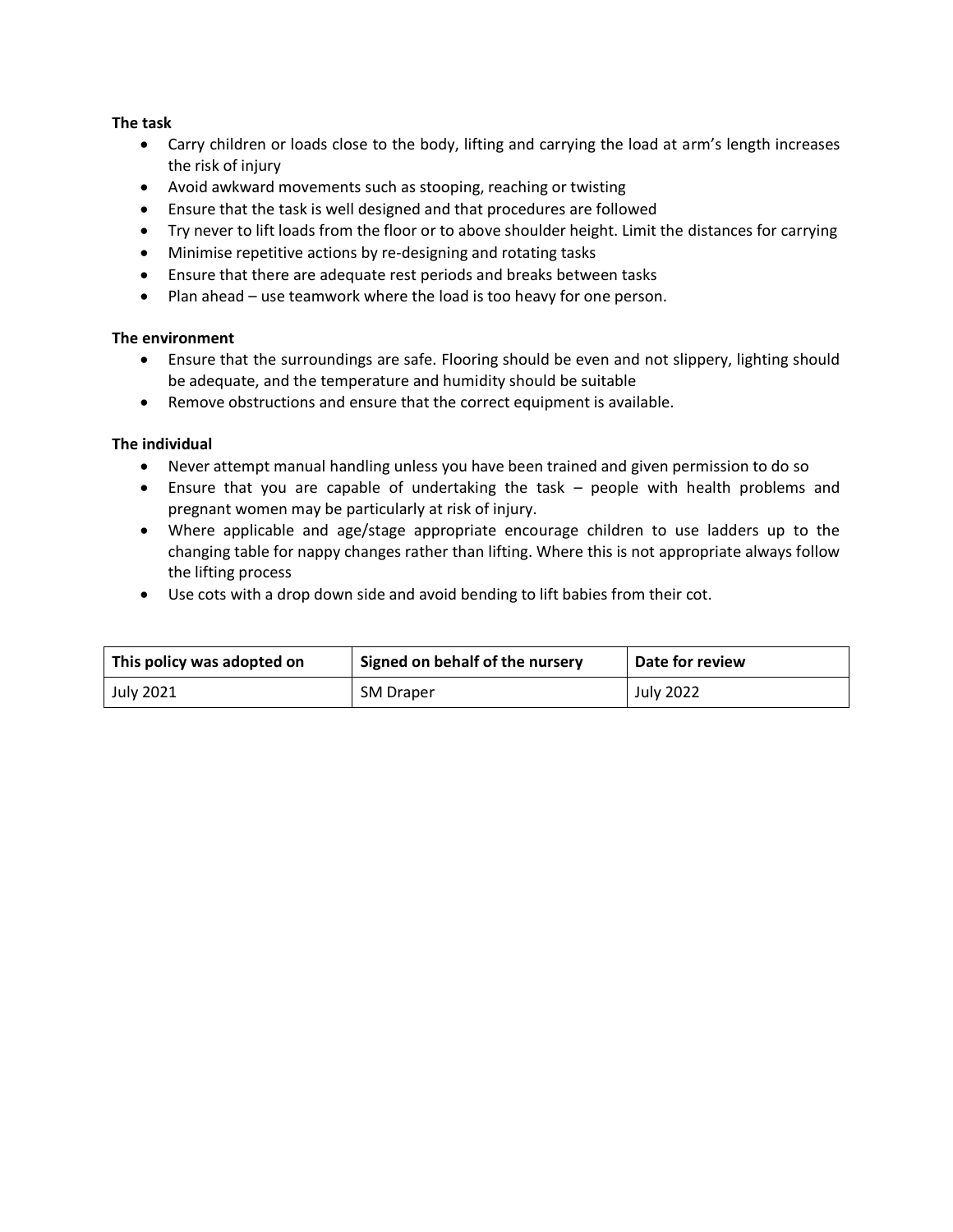**The task**

- Carry children or loads close to the body, lifting and carrying the load at arm's length increases the risk of injury
- Avoid awkward movements such as stooping, reaching or twisting
- Ensure that the task is well designed and that procedures are followed
- Try never to lift loads from the floor or to above shoulder height. Limit the distances for carrying
- Minimise repetitive actions by re-designing and rotating tasks
- Ensure that there are adequate rest periods and breaks between tasks
- Plan ahead – use teamwork where the load is too heavy for one person.

**The environment**

- Ensure that the surroundings are safe. Flooring should be even and not slippery, lighting should be adequate, and the temperature and humidity should be suitable
- Remove obstructions and ensure that the correct equipment is available.

**The individual**

- Never attempt manual handling unless you have been trained and given permission to do so
- Ensure that you are capable of undertaking the task – people with health problems and pregnant women may be particularly at risk of injury.
- Where applicable and age/stage appropriate encourage children to use ladders up to the changing table for nappy changes rather than lifting. Where this is not appropriate always follow the lifting process
- Use cots with a drop down side and avoid bending to lift babies from their cot.

| This policy was adopted on | Signed on behalf of the nursery | Date for review |
|---|---|---|
| July 2021 | SM Draper | July 2022 |